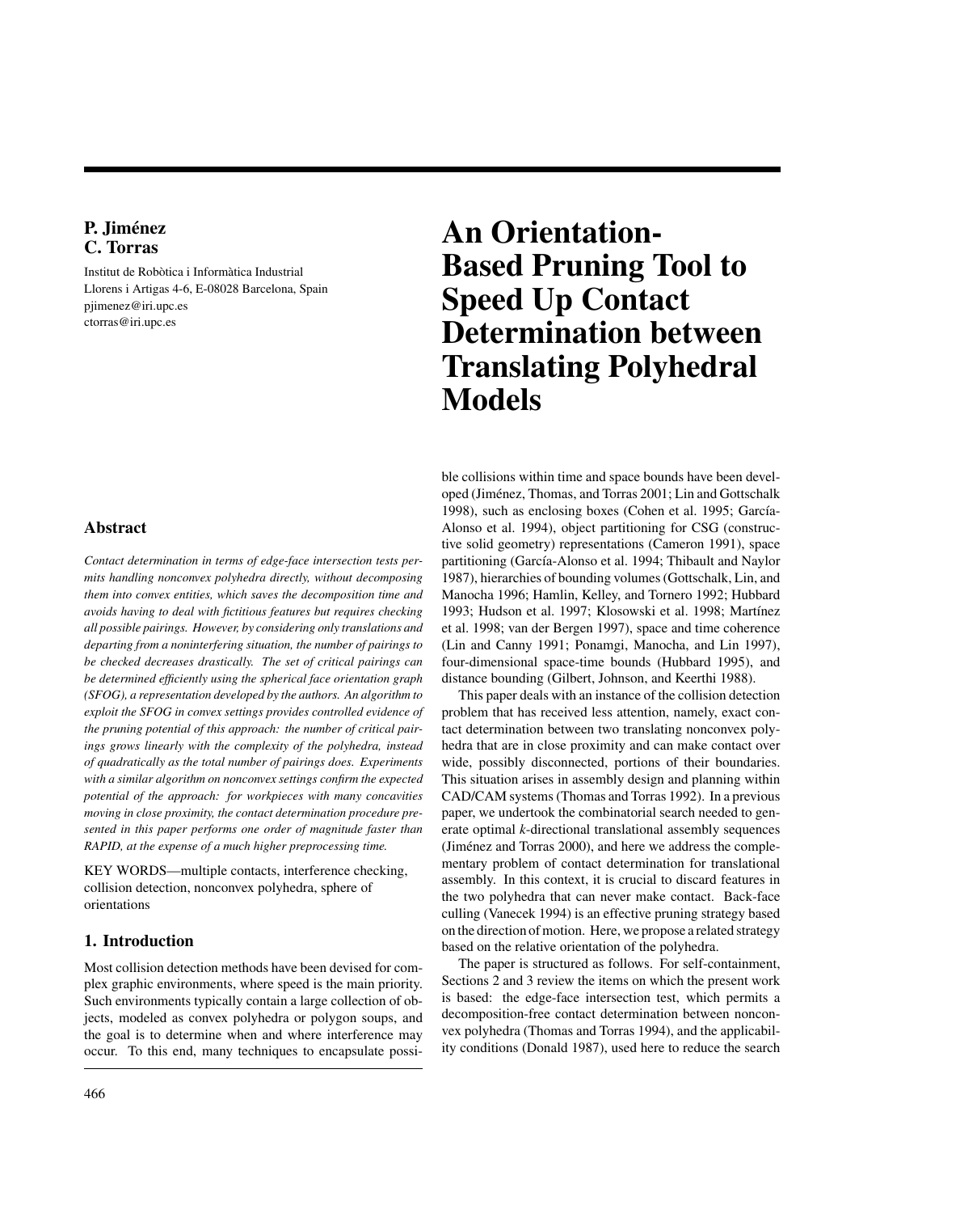**P. Jiménez**
**C. Torras**

Institut de Robòtica i Informàtica Industrial
Llorens i Artigas 4-6, E-08028 Barcelona, Spain
pjimenez@iri.upc.es
ctorras@iri.upc.es

# An Orientation-Based Pruning Tool to Speed Up Contact Determination between Translating Polyhedral Models

## Abstract

*Contact determination in terms of edge-face intersection tests permits handling nonconvex polyhedra directly, without decomposing them into convex entities, which saves the decomposition time and avoids having to deal with fictitious features but requires checking all possible pairings. However, by considering only translations and departing from a noninterfering situation, the number of pairings to be checked decreases drastically. The set of critical pairings can be determined efficiently using the spherical face orientation graph (SFOG), a representation developed by the authors. An algorithm to exploit the SFOG in convex settings provides controlled evidence of the pruning potential of this approach: the number of critical pairings grows linearly with the complexity of the polyhedra, instead of quadratically as the total number of pairings does. Experiments with a similar algorithm on nonconvex settings confirm the expected potential of the approach: for workpieces with many concavities moving in close proximity, the contact determination procedure presented in this paper performs one order of magnitude faster than RAPID, at the expense of a much higher preprocessing time.*

KEY WORDS—multiple contacts, interference checking, collision detection, nonconvex polyhedra, sphere of orientations

## 1. Introduction

Most collision detection methods have been devised for complex graphic environments, where speed is the main priority. Such environments typically contain a large collection of objects, modeled as convex polyhedra or polygon soups, and the goal is to determine when and where interference may occur. To this end, many techniques to encapsulate possible collisions within time and space bounds have been developed (Jiménez, Thomas, and Torras 2001; Lin and Gottschalk 1998), such as enclosing boxes (Cohen et al. 1995; García-Alonso et al. 1994), object partitioning for CSG (constructive solid geometry) representations (Cameron 1991), space partitioning (García-Alonso et al. 1994; Thibault and Naylor 1987), hierarchies of bounding volumes (Gottschalk, Lin, and Manocha 1996; Hamlin, Kelley, and Tornero 1992; Hubbard 1993; Hudson et al. 1997; Klosowski et al. 1998; Martínez et al. 1998; van der Bergen 1997), space and time coherence (Lin and Canny 1991; Ponamgi, Manocha, and Lin 1997), four-dimensional space-time bounds (Hubbard 1995), and distance bounding (Gilbert, Johnson, and Keerthi 1988).

This paper deals with an instance of the collision detection problem that has received less attention, namely, exact contact determination between two translating nonconvex polyhedra that are in close proximity and can make contact over wide, possibly disconnected, portions of their boundaries. This situation arises in assembly design and planning within CAD/CAM systems (Thomas and Torras 1992). In a previous paper, we undertook the combinatorial search needed to generate optimal *k*-directional translational assembly sequences (Jiménez and Torras 2000), and here we address the complementary problem of contact determination for translational assembly. In this context, it is crucial to discard features in the two polyhedra that can never make contact. Back-face culling (Vanecek 1994) is an effective pruning strategy based on the direction of motion. Here, we propose a related strategy based on the relative orientation of the polyhedra.

The paper is structured as follows. For self-containment, Sections 2 and 3 review the items on which the present work is based: the edge-face intersection test, which permits a decomposition-free contact determination between nonconvex polyhedra (Thomas and Torras 1994), and the applicability conditions (Donald 1987), used here to reduce the search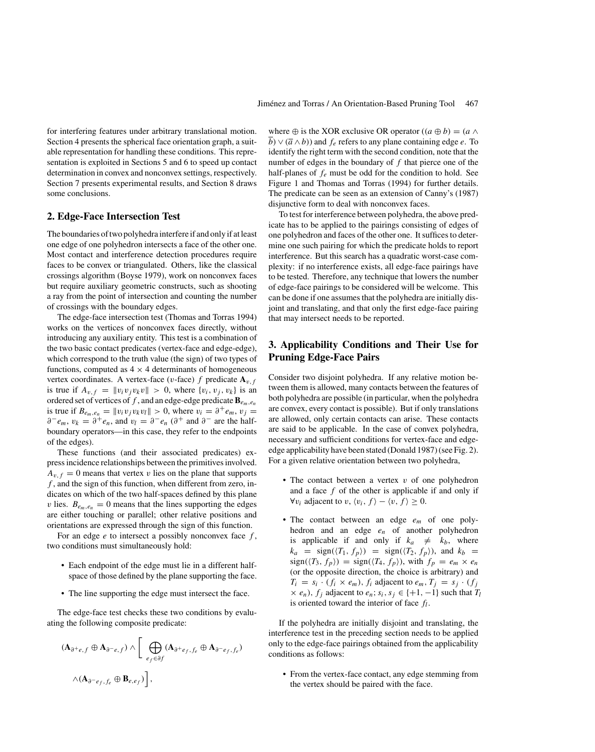for interfering features under arbitrary translational motion. Section 4 presents the spherical face orientation graph, a suitable representation for handling these conditions. This representation is exploited in Sections 5 and 6 to speed up contact determination in convex and nonconvex settings, respectively. Section 7 presents experimental results, and Section 8 draws some conclusions.

## 2. Edge-Face Intersection Test

The boundaries of two polyhedra interfere if and only if at least one edge of one polyhedron intersects a face of the other one. Most contact and interference detection procedures require faces to be convex or triangulated. Others, like the classical crossings algorithm (Boyse 1979), work on nonconvex faces but require auxiliary geometric constructs, such as shooting a ray from the point of intersection and counting the number of crossings with the boundary edges.

The edge-face intersection test (Thomas and Torras 1994) works on the vertices of nonconvex faces directly, without introducing any auxiliary entity. This test is a combination of the two basic contact predicates (vertex-face and edge-edge), which correspond to the truth value (the sign) of two types of functions, computed as $4 \times 4$ determinants of homogeneous vertex coordinates. A vertex-face ($v$-face) $f$ predicate $\mathbf{A}_{v,f}$ is true if $A_{v,f} = \|v_i v_j v_k v\| > 0$, where $\{v_i, v_j, v_k\}$ is an ordered set of vertices of $f$, and an edge-edge predicate $\mathbf{B}_{e_m,e_n}$ is true if $B_{e_m,e_n} = \|v_i v_j v_k v_l\| > 0$, where $v_i = \partial^+ e_m$, $v_j = \partial^- e_m$, $v_k = \partial^+ e_n$, and $v_l = \partial^- e_n$ ($\partial^+$ and $\partial^-$ are the half-boundary operators—in this case, they refer to the endpoints of the edges).

These functions (and their associated predicates) express incidence relationships between the primitives involved. $A_{v,f} = 0$ means that vertex $v$ lies on the plane that supports $f$, and the sign of this function, when different from zero, indicates on which of the two half-spaces defined by this plane $v$ lies. $B_{e_m,e_n} = 0$ means that the lines supporting the edges are either touching or parallel; other relative positions and orientations are expressed through the sign of this function.

For an edge $e$ to intersect a possibly nonconvex face $f$, two conditions must simultaneously hold:

- Each endpoint of the edge must lie in a different half-space of those defined by the plane supporting the face.
- The line supporting the edge must intersect the face.

The edge-face test checks these two conditions by evaluating the following composite predicate:

$$(\mathbf{A}_{\partial^+ e,f} \oplus \mathbf{A}_{\partial^- e,f}) \wedge \Bigg[ \bigoplus_{e_f \in \partial f} (\mathbf{A}_{\partial^+ e_f, f_e} \oplus \mathbf{A}_{\partial^- e_f, f_e}) \wedge (\mathbf{A}_{\partial^- e_f, f_e} \oplus \mathbf{B}_{e,e_f}) \Bigg],$$

where $\oplus$ is the XOR exclusive OR operator ($(a \oplus b) = (a \wedge \overline{b}) \vee (\overline{a} \wedge b)$) and $f_e$ refers to any plane containing edge $e$. To identify the right term with the second condition, note that the number of edges in the boundary of $f$ that pierce one of the half-planes of $f_e$ must be odd for the condition to hold. See Figure 1 and Thomas and Torras (1994) for further details. The predicate can be seen as an extension of Canny's (1987) disjunctive form to deal with nonconvex faces.

To test for interference between polyhedra, the above predicate has to be applied to the pairings consisting of edges of one polyhedron and faces of the other one. It suffices to determine one such pairing for which the predicate holds to report interference. But this search has a quadratic worst-case complexity: if no interference exists, all edge-face pairings have to be tested. Therefore, any technique that lowers the number of edge-face pairings to be considered will be welcome. This can be done if one assumes that the polyhedra are initially disjoint and translating, and that only the first edge-face pairing that may intersect needs to be reported.

## 3. Applicability Conditions and Their Use for Pruning Edge-Face Pairs

Consider two disjoint polyhedra. If any relative motion between them is allowed, many contacts between the features of both polyhedra are possible (in particular, when the polyhedra are convex, every contact is possible). But if only translations are allowed, only certain contacts can arise. These contacts are said to be applicable. In the case of convex polyhedra, necessary and sufficient conditions for vertex-face and edge-edge applicability have been stated (Donald 1987) (see Fig. 2). For a given relative orientation between two polyhedra,

- The contact between a vertex $v$ of one polyhedron and a face $f$ of the other is applicable if and only if $\forall v_i$ adjacent to $v$, $\langle v_i, f \rangle - \langle v, f \rangle \geq 0$.
- The contact between an edge $e_m$ of one polyhedron and an edge $e_n$ of another polyhedron is applicable if and only if $k_a \neq k_b$, where $k_a = \text{sign}(\langle T_1, f_p \rangle) = \text{sign}(\langle T_2, f_p \rangle)$, and $k_b = \text{sign}(\langle T_3, f_p \rangle) = \text{sign}(\langle T_4, f_p \rangle)$, with $f_p = e_m \times e_n$ (or the opposite direction, the choice is arbitrary) and $T_i = s_i \cdot (f_i \times e_m)$, $f_i$ adjacent to $e_m$, $T_j = s_j \cdot (f_j \times e_n)$, $f_j$ adjacent to $e_n$; $s_i, s_j \in \{+1, -1\}$ such that $T_l$ is oriented toward the interior of face $f_l$.

If the polyhedra are initially disjoint and translating, the interference test in the preceding section needs to be applied only to the edge-face pairings obtained from the applicability conditions as follows:

- From the vertex-face contact, any edge stemming from the vertex should be paired with the face.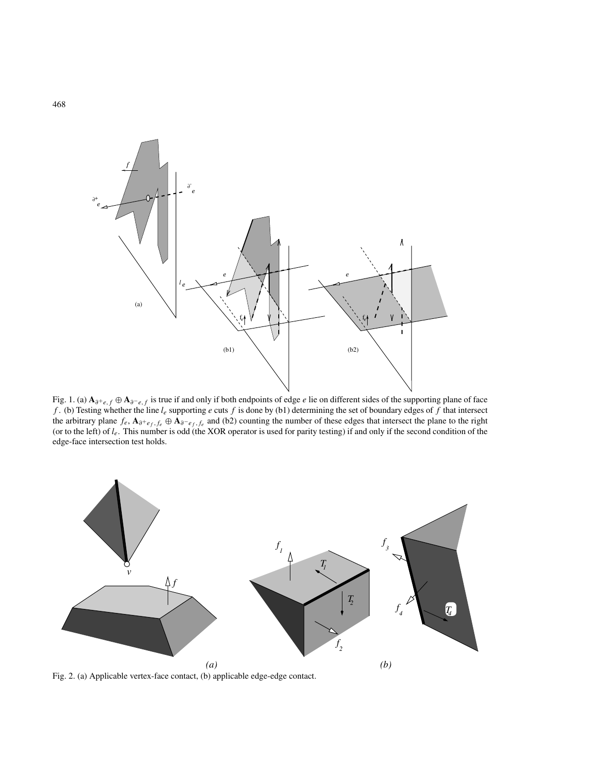Fig. 1. (a) $\mathbf{A}_{\partial^+ e, f} \oplus \mathbf{A}_{\partial^- e, f}$ is true if and only if both endpoints of edge $e$ lie on different sides of the supporting plane of face $f$. (b) Testing whether the line $l_e$ supporting $e$ cuts $f$ is done by (b1) determining the set of boundary edges of $f$ that intersect the arbitrary plane $f_e$, $\mathbf{A}_{\partial^+ e_f, f_e} \oplus \mathbf{A}_{\partial^- e_f, f_e}$ and (b2) counting the number of these edges that intersect the plane to the right (or to the left) of $l_e$. This number is odd (the XOR operator is used for parity testing) if and only if the second condition of the edge-face intersection test holds.

Fig. 2. (a) Applicable vertex-face contact, (b) applicable edge-edge contact.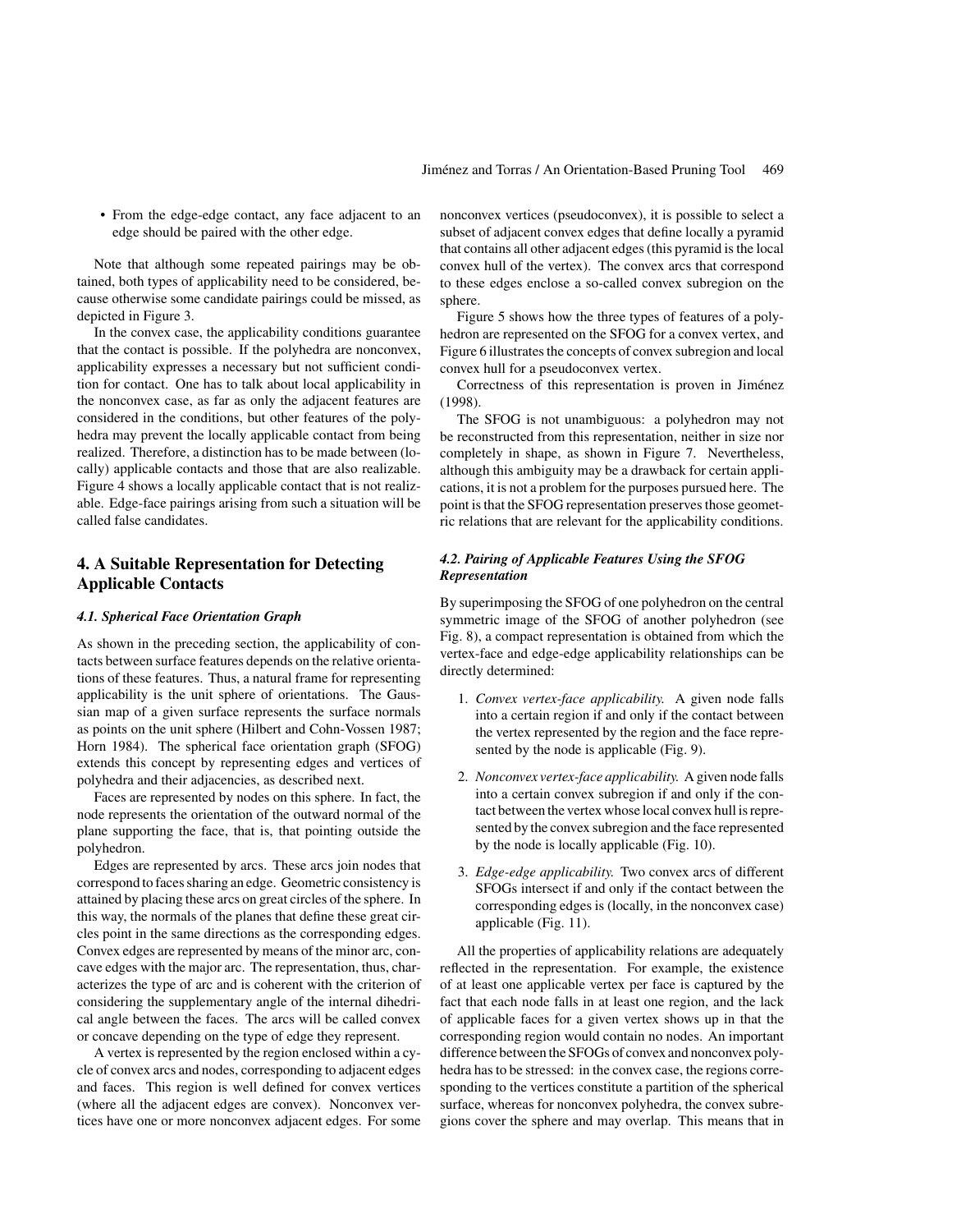- From the edge-edge contact, any face adjacent to an edge should be paired with the other edge.

Note that although some repeated pairings may be obtained, both types of applicability need to be considered, because otherwise some candidate pairings could be missed, as depicted in Figure 3.

In the convex case, the applicability conditions guarantee that the contact is possible. If the polyhedra are nonconvex, applicability expresses a necessary but not sufficient condition for contact. One has to talk about local applicability in the nonconvex case, as far as only the adjacent features are considered in the conditions, but other features of the polyhedra may prevent the locally applicable contact from being realized. Therefore, a distinction has to be made between (locally) applicable contacts and those that are also realizable. Figure 4 shows a locally applicable contact that is not realizable. Edge-face pairings arising from such a situation will be called false candidates.

## 4. A Suitable Representation for Detecting Applicable Contacts

### *4.1. Spherical Face Orientation Graph*

As shown in the preceding section, the applicability of contacts between surface features depends on the relative orientations of these features. Thus, a natural frame for representing applicability is the unit sphere of orientations. The Gaussian map of a given surface represents the surface normals as points on the unit sphere (Hilbert and Cohn-Vossen 1987; Horn 1984). The spherical face orientation graph (SFOG) extends this concept by representing edges and vertices of polyhedra and their adjacencies, as described next.

Faces are represented by nodes on this sphere. In fact, the node represents the orientation of the outward normal of the plane supporting the face, that is, that pointing outside the polyhedron.

Edges are represented by arcs. These arcs join nodes that correspond to faces sharing an edge. Geometric consistency is attained by placing these arcs on great circles of the sphere. In this way, the normals of the planes that define these great circles point in the same directions as the corresponding edges. Convex edges are represented by means of the minor arc, concave edges with the major arc. The representation, thus, characterizes the type of arc and is coherent with the criterion of considering the supplementary angle of the internal dihedrical angle between the faces. The arcs will be called convex or concave depending on the type of edge they represent.

A vertex is represented by the region enclosed within a cycle of convex arcs and nodes, corresponding to adjacent edges and faces. This region is well defined for convex vertices (where all the adjacent edges are convex). Nonconvex vertices have one or more nonconvex adjacent edges. For some nonconvex vertices (pseudoconvex), it is possible to select a subset of adjacent convex edges that define locally a pyramid that contains all other adjacent edges (this pyramid is the local convex hull of the vertex). The convex arcs that correspond to these edges enclose a so-called convex subregion on the sphere.

Figure 5 shows how the three types of features of a polyhedron are represented on the SFOG for a convex vertex, and Figure 6 illustrates the concepts of convex subregion and local convex hull for a pseudoconvex vertex.

Correctness of this representation is proven in Jiménez (1998).

The SFOG is not unambiguous: a polyhedron may not be reconstructed from this representation, neither in size nor completely in shape, as shown in Figure 7. Nevertheless, although this ambiguity may be a drawback for certain applications, it is not a problem for the purposes pursued here. The point is that the SFOG representation preserves those geometric relations that are relevant for the applicability conditions.

### *4.2. Pairing of Applicable Features Using the SFOG Representation*

By superimposing the SFOG of one polyhedron on the central symmetric image of the SFOG of another polyhedron (see Fig. 8), a compact representation is obtained from which the vertex-face and edge-edge applicability relationships can be directly determined:

1. *Convex vertex-face applicability.* A given node falls into a certain region if and only if the contact between the vertex represented by the region and the face represented by the node is applicable (Fig. 9).
2. *Nonconvex vertex-face applicability.* A given node falls into a certain convex subregion if and only if the contact between the vertex whose local convex hull is represented by the convex subregion and the face represented by the node is locally applicable (Fig. 10).
3. *Edge-edge applicability.* Two convex arcs of different SFOGs intersect if and only if the contact between the corresponding edges is (locally, in the nonconvex case) applicable (Fig. 11).

All the properties of applicability relations are adequately reflected in the representation. For example, the existence of at least one applicable vertex per face is captured by the fact that each node falls in at least one region, and the lack of applicable faces for a given vertex shows up in that the corresponding region would contain no nodes. An important difference between the SFOGs of convex and nonconvex polyhedra has to be stressed: in the convex case, the regions corresponding to the vertices constitute a partition of the spherical surface, whereas for nonconvex polyhedra, the convex subregions cover the sphere and may overlap. This means that in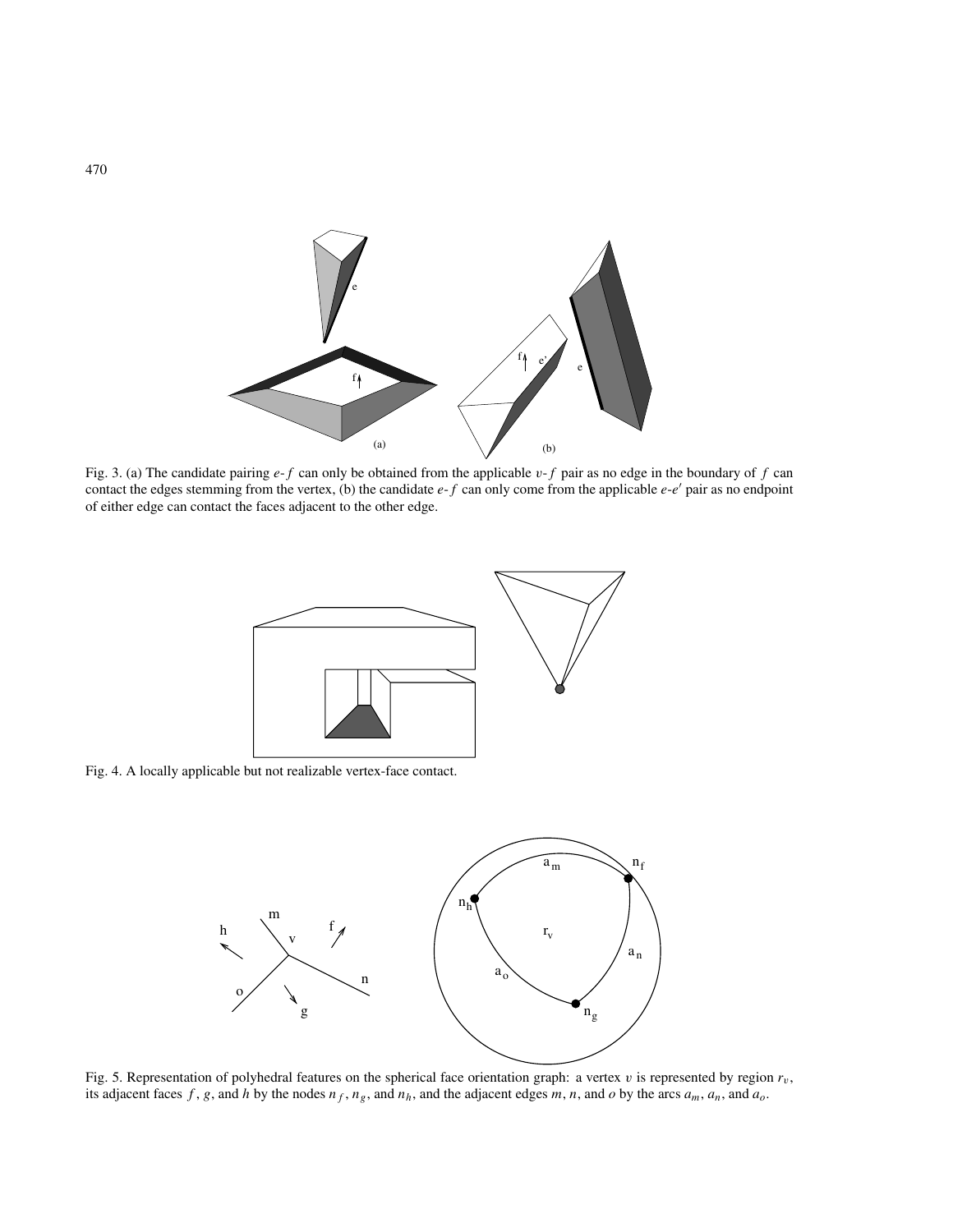Fig. 3. (a) The candidate pairing $e$-$f$ can only be obtained from the applicable $v$-$f$ pair as no edge in the boundary of $f$ can contact the edges stemming from the vertex, (b) the candidate $e$-$f$ can only come from the applicable $e$-$e'$ pair as no endpoint of either edge can contact the faces adjacent to the other edge.

Fig. 4. A locally applicable but not realizable vertex-face contact.

Fig. 5. Representation of polyhedral features on the spherical face orientation graph: a vertex $v$ is represented by region $r_v$, its adjacent faces $f$, $g$, and $h$ by the nodes $n_f$, $n_g$, and $n_h$, and the adjacent edges $m$, $n$, and $o$ by the arcs $a_m$, $a_n$, and $a_o$.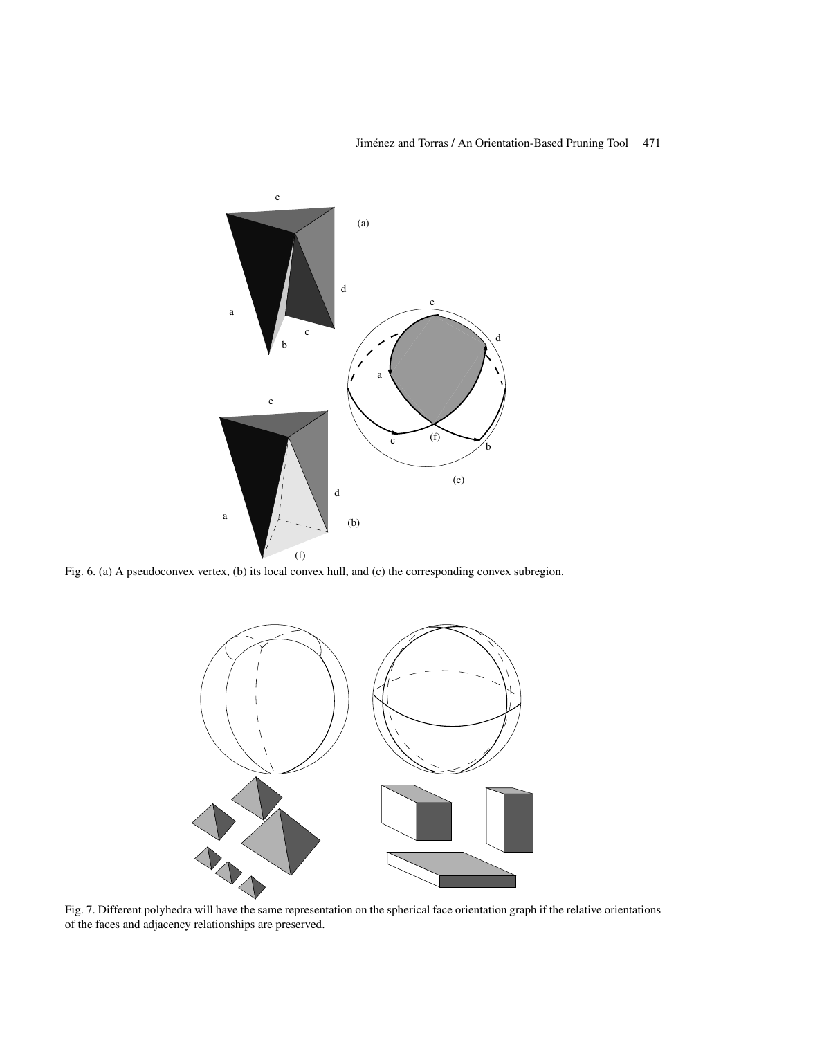Fig. 6. (a) A pseudoconvex vertex, (b) its local convex hull, and (c) the corresponding convex subregion.

Fig. 7. Different polyhedra will have the same representation on the spherical face orientation graph if the relative orientations of the faces and adjacency relationships are preserved.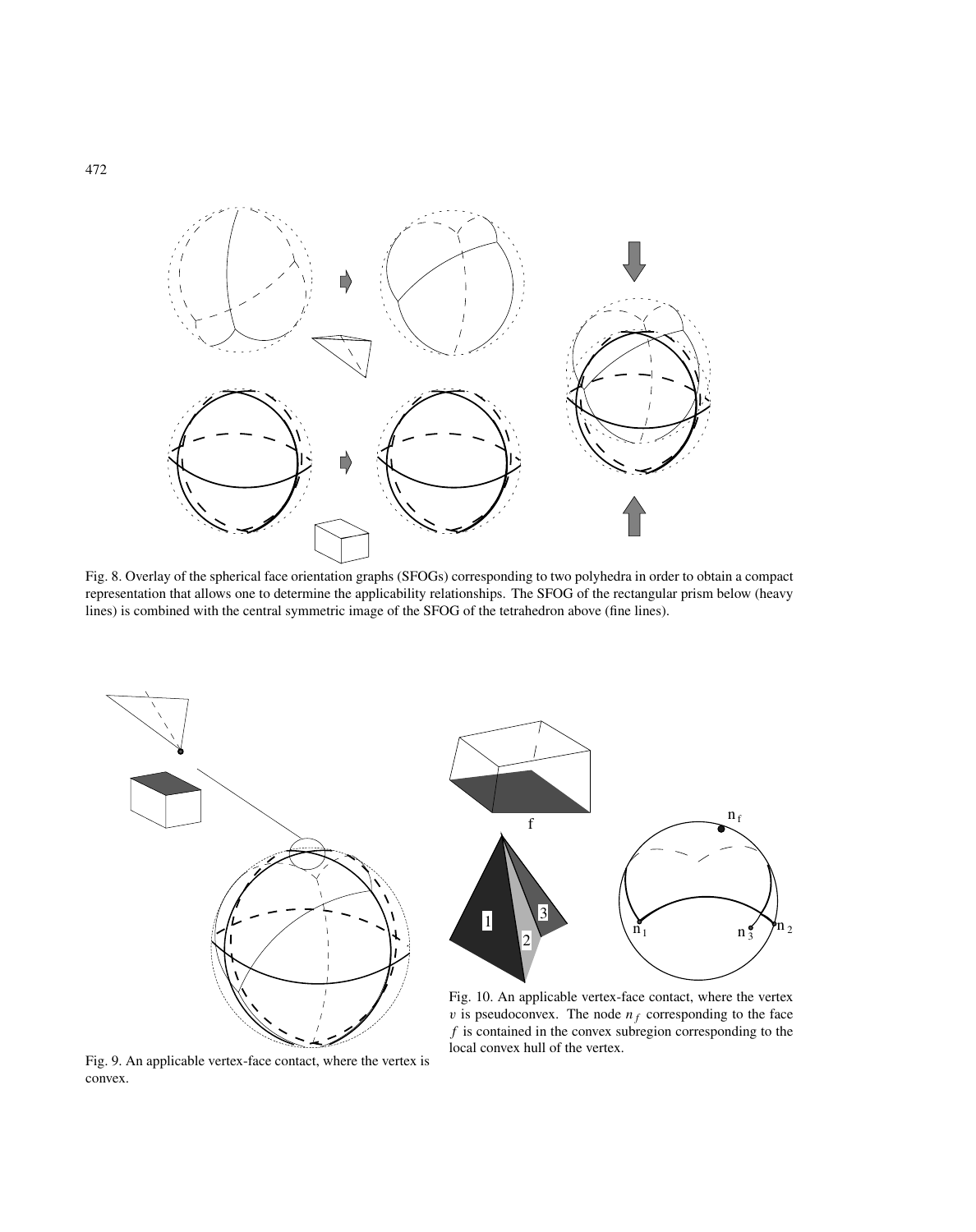Fig. 8. Overlay of the spherical face orientation graphs (SFOGs) corresponding to two polyhedra in order to obtain a compact representation that allows one to determine the applicability relationships. The SFOG of the rectangular prism below (heavy lines) is combined with the central symmetric image of the SFOG of the tetrahedron above (fine lines).

Fig. 9. An applicable vertex-face contact, where the vertex is convex.

Fig. 10. An applicable vertex-face contact, where the vertex $v$ is pseudoconvex. The node $n_f$ corresponding to the face $f$ is contained in the convex subregion corresponding to the local convex hull of the vertex.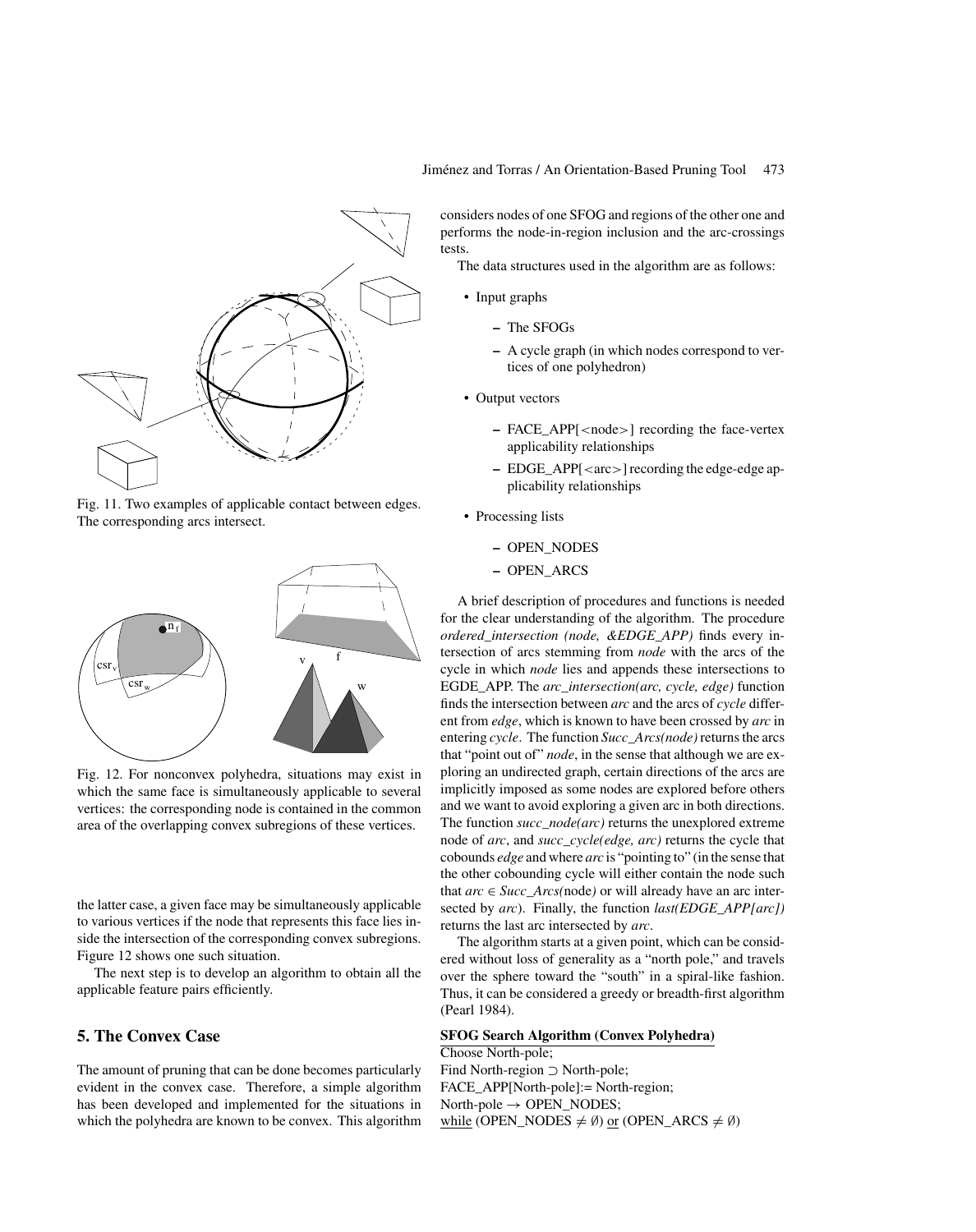Fig. 11. Two examples of applicable contact between edges. The corresponding arcs intersect.

Fig. 12. For nonconvex polyhedra, situations may exist in which the same face is simultaneously applicable to several vertices: the corresponding node is contained in the common area of the overlapping convex subregions of these vertices.

the latter case, a given face may be simultaneously applicable to various vertices if the node that represents this face lies inside the intersection of the corresponding convex subregions. Figure 12 shows one such situation.

The next step is to develop an algorithm to obtain all the applicable feature pairs efficiently.

## 5. The Convex Case

The amount of pruning that can be done becomes particularly evident in the convex case. Therefore, a simple algorithm has been developed and implemented for the situations in which the polyhedra are known to be convex. This algorithm considers nodes of one SFOG and regions of the other one and performs the node-in-region inclusion and the arc-crossings tests.

The data structures used in the algorithm are as follows:

- Input graphs
  - The SFOGs
  - A cycle graph (in which nodes correspond to vertices of one polyhedron)
- Output vectors
  - FACE_APP[<node>] recording the face-vertex applicability relationships
  - EDGE_APP[<arc>] recording the edge-edge applicability relationships
- Processing lists
  - OPEN_NODES
  - OPEN_ARCS

A brief description of procedures and functions is needed for the clear understanding of the algorithm. The procedure *ordered_intersection (node, &EDGE_APP)* finds every intersection of arcs stemming from *node* with the arcs of the cycle in which *node* lies and appends these intersections to EGDE_APP. The *arc_intersection(arc, cycle, edge)* function finds the intersection between *arc* and the arcs of *cycle* different from *edge*, which is known to have been crossed by *arc* in entering *cycle*. The function *Succ_Arcs(node)* returns the arcs that "point out of" *node*, in the sense that although we are exploring an undirected graph, certain directions of the arcs are implicitly imposed as some nodes are explored before others and we want to avoid exploring a given arc in both directions. The function *succ_node(arc)* returns the unexplored extreme node of *arc*, and *succ_cycle(edge, arc)* returns the cycle that cobounds *edge* and where *arc* is "pointing to" (in the sense that the other cobounding cycle will either contain the node such that *arc* $\in$ *Succ_Arcs(*node*)* or will already have an arc intersected by *arc*). Finally, the function *last(EDGE_APP[arc])* returns the last arc intersected by *arc*.

The algorithm starts at a given point, which can be considered without loss of generality as a "north pole," and travels over the sphere toward the "south" in a spiral-like fashion. Thus, it can be considered a greedy or breadth-first algorithm (Pearl 1984).

**SFOG Search Algorithm (Convex Polyhedra)**

Choose North-pole;
Find North-region $\supset$ North-pole;
FACE_APP[North-pole]:= North-region;
North-pole $\rightarrow$ OPEN_NODES;
while (OPEN_NODES $\neq \emptyset$) or (OPEN_ARCS $\neq \emptyset$)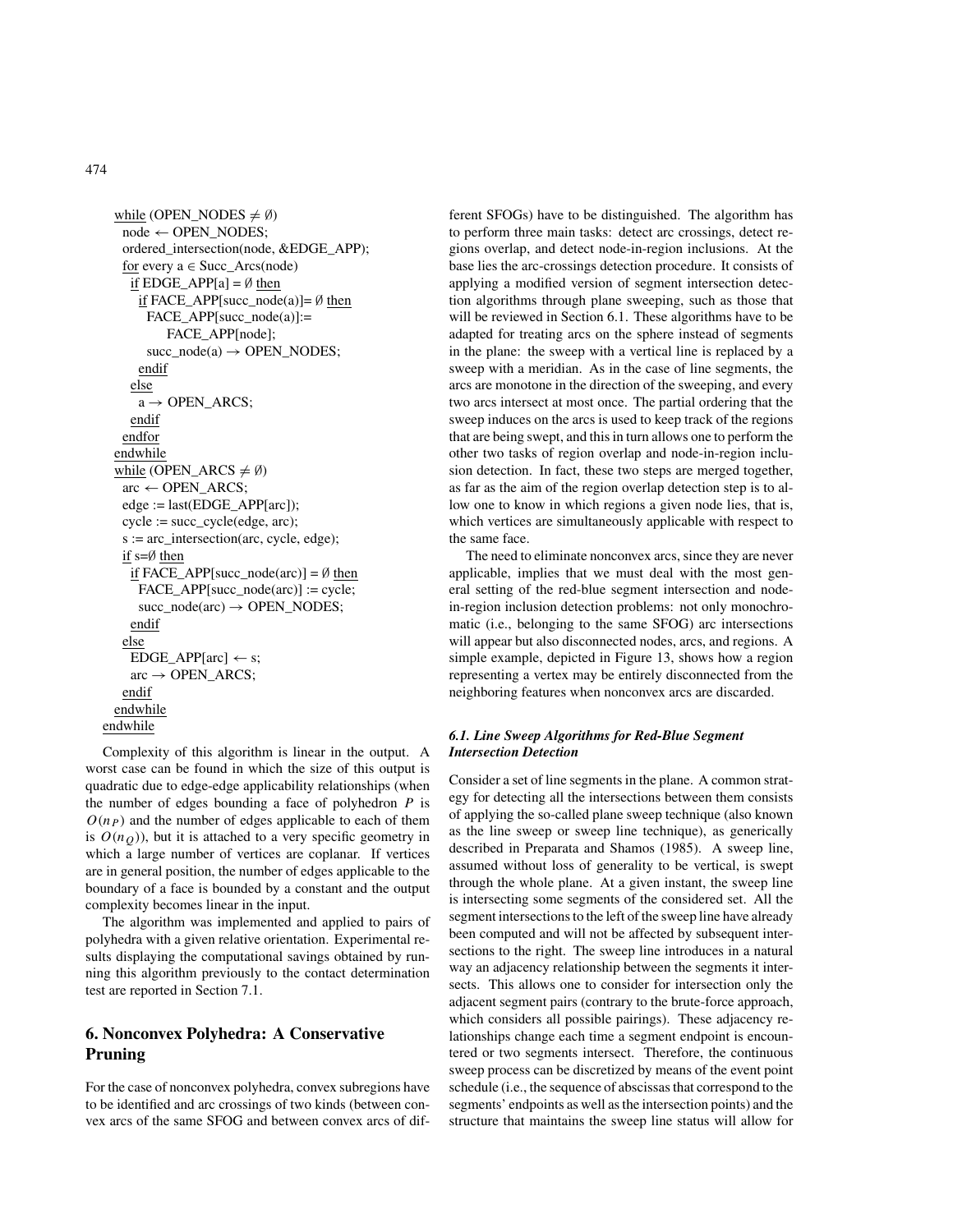```
  while (OPEN_NODES ≠ ∅)
    node ← OPEN_NODES;
    ordered_intersection(node, &EDGE_APP);
    for every a ∈ Succ_Arcs(node)
      if EDGE_APP[a] = ∅ then
        if FACE_APP[succ_node(a)]= ∅ then
          FACE_APP[succ_node(a)]:=
              FACE_APP[node];
          succ_node(a) → OPEN_NODES;
        endif
      else
        a → OPEN_ARCS;
      endif
    endfor
  endwhile
  while (OPEN_ARCS ≠ ∅)
    arc ← OPEN_ARCS;
    edge := last(EDGE_APP[arc]);
    cycle := succ_cycle(edge, arc);
    s := arc_intersection(arc, cycle, edge);
    if s=∅ then
      if FACE_APP[succ_node(arc)] = ∅ then
        FACE_APP[succ_node(arc)] := cycle;
        succ_node(arc) → OPEN_NODES;
      endif
    else
      EDGE_APP[arc] ← s;
      arc → OPEN_ARCS;
    endif
  endwhile
endwhile
```

Complexity of this algorithm is linear in the output. A worst case can be found in which the size of this output is quadratic due to edge-edge applicability relationships (when the number of edges bounding a face of polyhedron $P$ is $O(n_P)$ and the number of edges applicable to each of them is $O(n_Q)$), but it is attached to a very specific geometry in which a large number of vertices are coplanar. If vertices are in general position, the number of edges applicable to the boundary of a face is bounded by a constant and the output complexity becomes linear in the input.

The algorithm was implemented and applied to pairs of polyhedra with a given relative orientation. Experimental results displaying the computational savings obtained by running this algorithm previously to the contact determination test are reported in Section 7.1.

## 6. Nonconvex Polyhedra: A Conservative Pruning

For the case of nonconvex polyhedra, convex subregions have to be identified and arc crossings of two kinds (between convex arcs of the same SFOG and between convex arcs of different SFOGs) have to be distinguished. The algorithm has to perform three main tasks: detect arc crossings, detect regions overlap, and detect node-in-region inclusions. At the base lies the arc-crossings detection procedure. It consists of applying a modified version of segment intersection detection algorithms through plane sweeping, such as those that will be reviewed in Section 6.1. These algorithms have to be adapted for treating arcs on the sphere instead of segments in the plane: the sweep with a vertical line is replaced by a sweep with a meridian. As in the case of line segments, the arcs are monotone in the direction of the sweeping, and every two arcs intersect at most once. The partial ordering that the sweep induces on the arcs is used to keep track of the regions that are being swept, and this in turn allows one to perform the other two tasks of region overlap and node-in-region inclusion detection. In fact, these two steps are merged together, as far as the aim of the region overlap detection step is to allow one to know in which regions a given node lies, that is, which vertices are simultaneously applicable with respect to the same face.

The need to eliminate nonconvex arcs, since they are never applicable, implies that we must deal with the most general setting of the red-blue segment intersection and node-in-region inclusion detection problems: not only monochromatic (i.e., belonging to the same SFOG) arc intersections will appear but also disconnected nodes, arcs, and regions. A simple example, depicted in Figure 13, shows how a region representing a vertex may be entirely disconnected from the neighboring features when nonconvex arcs are discarded.

### 6.1. Line Sweep Algorithms for Red-Blue Segment Intersection Detection

Consider a set of line segments in the plane. A common strategy for detecting all the intersections between them consists of applying the so-called plane sweep technique (also known as the line sweep or sweep line technique), as generically described in Preparata and Shamos (1985). A sweep line, assumed without loss of generality to be vertical, is swept through the whole plane. At a given instant, the sweep line is intersecting some segments of the considered set. All the segment intersections to the left of the sweep line have already been computed and will not be affected by subsequent intersections to the right. The sweep line introduces in a natural way an adjacency relationship between the segments it intersects. This allows one to consider for intersection only the adjacent segment pairs (contrary to the brute-force approach, which considers all possible pairings). These adjacency relationships change each time a segment endpoint is encountered or two segments intersect. Therefore, the continuous sweep process can be discretized by means of the event point schedule (i.e., the sequence of abscissas that correspond to the segments' endpoints as well as the intersection points) and the structure that maintains the sweep line status will allow for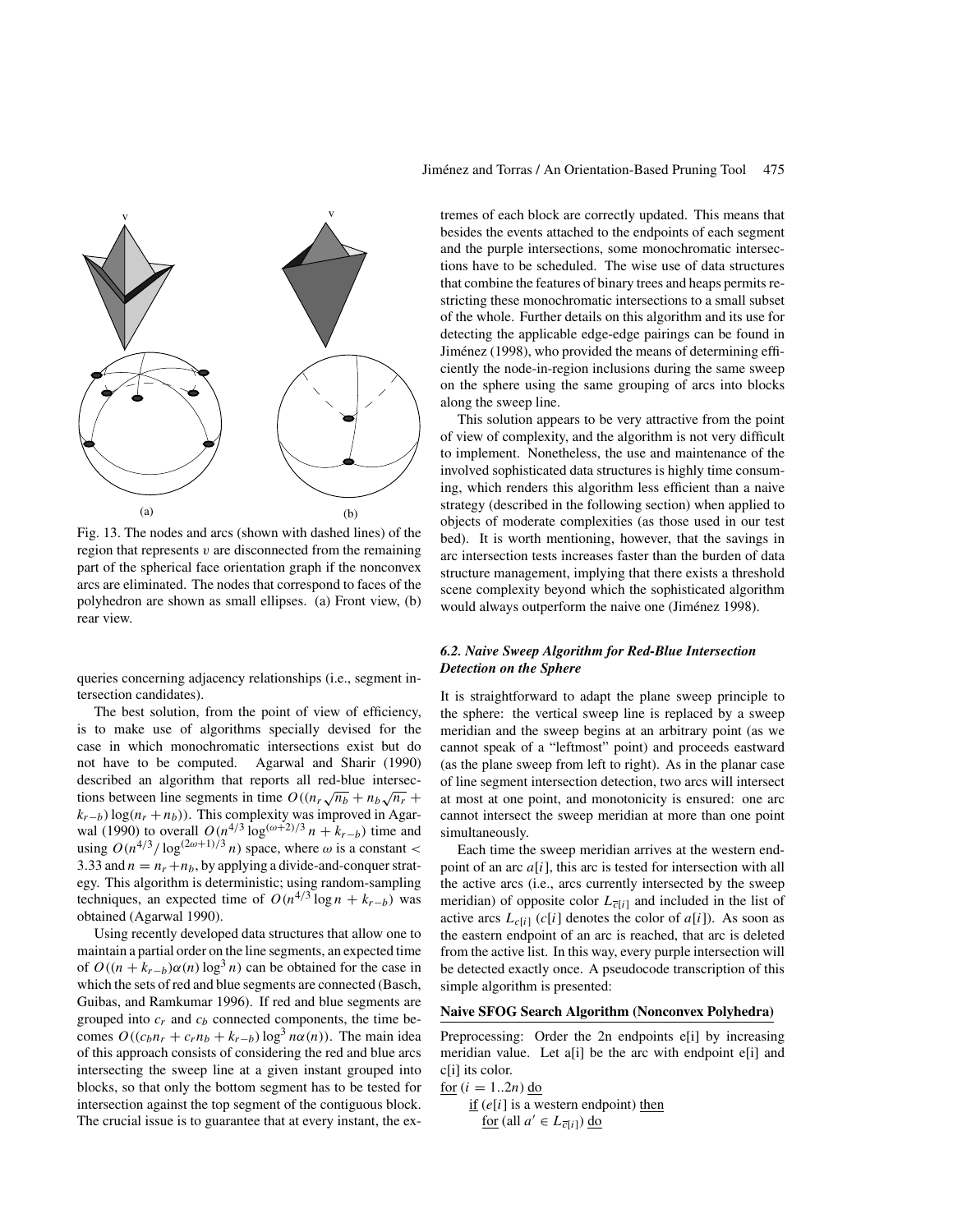Fig. 13. The nodes and arcs (shown with dashed lines) of the region that represents $v$ are disconnected from the remaining part of the spherical face orientation graph if the nonconvex arcs are eliminated. The nodes that correspond to faces of the polyhedron are shown as small ellipses. (a) Front view, (b) rear view.

queries concerning adjacency relationships (i.e., segment intersection candidates).

The best solution, from the point of view of efficiency, is to make use of algorithms specially devised for the case in which monochromatic intersections exist but do not have to be computed. Agarwal and Sharir (1990) described an algorithm that reports all red-blue intersections between line segments in time $O((n_r\sqrt{n_b} + n_b\sqrt{n_r} + k_{r-b})\log(n_r + n_b))$. This complexity was improved in Agarwal (1990) to overall $O(n^{4/3}\log^{(\omega+2)/3} n + k_{r-b})$ time and using $O(n^{4/3}/\log^{(2\omega+1)/3} n)$ space, where $\omega$ is a constant $<$ 3.33 and $n = n_r + n_b$, by applying a divide-and-conquer strategy. This algorithm is deterministic; using random-sampling techniques, an expected time of $O(n^{4/3}\log n + k_{r-b})$ was obtained (Agarwal 1990).

Using recently developed data structures that allow one to maintain a partial order on the line segments, an expected time of $O((n + k_{r-b})\alpha(n)\log^3 n)$ can be obtained for the case in which the sets of red and blue segments are connected (Basch, Guibas, and Ramkumar 1996). If red and blue segments are grouped into $c_r$ and $c_b$ connected components, the time becomes $O((c_b n_r + c_r n_b + k_{r-b})\log^3 n\alpha(n))$. The main idea of this approach consists of considering the red and blue arcs intersecting the sweep line at a given instant grouped into blocks, so that only the bottom segment has to be tested for intersection against the top segment of the contiguous block. The crucial issue is to guarantee that at every instant, the extremes of each block are correctly updated. This means that besides the events attached to the endpoints of each segment and the purple intersections, some monochromatic intersections have to be scheduled. The wise use of data structures that combine the features of binary trees and heaps permits restricting these monochromatic intersections to a small subset of the whole. Further details on this algorithm and its use for detecting the applicable edge-edge pairings can be found in Jiménez (1998), who provided the means of determining efficiently the node-in-region inclusions during the same sweep on the sphere using the same grouping of arcs into blocks along the sweep line.

This solution appears to be very attractive from the point of view of complexity, and the algorithm is not very difficult to implement. Nonetheless, the use and maintenance of the involved sophisticated data structures is highly time consuming, which renders this algorithm less efficient than a naive strategy (described in the following section) when applied to objects of moderate complexities (as those used in our test bed). It is worth mentioning, however, that the savings in arc intersection tests increases faster than the burden of data structure management, implying that there exists a threshold scene complexity beyond which the sophisticated algorithm would always outperform the naive one (Jiménez 1998).

### *6.2. Naive Sweep Algorithm for Red-Blue Intersection Detection on the Sphere*

It is straightforward to adapt the plane sweep principle to the sphere: the vertical sweep line is replaced by a sweep meridian and the sweep begins at an arbitrary point (as we cannot speak of a "leftmost" point) and proceeds eastward (as the plane sweep from left to right). As in the planar case of line segment intersection detection, two arcs will intersect at most at one point, and monotonicity is ensured: one arc cannot intersect the sweep meridian at more than one point simultaneously.

Each time the sweep meridian arrives at the western endpoint of an arc $a[i]$, this arc is tested for intersection with all the active arcs (i.e., arcs currently intersected by the sweep meridian) of opposite color $L_{\overline{c}[i]}$ and included in the list of active arcs $L_{c[i]}$ ($c[i]$ denotes the color of $a[i]$). As soon as the eastern endpoint of an arc is reached, that arc is deleted from the active list. In this way, every purple intersection will be detected exactly once. A pseudocode transcription of this simple algorithm is presented:

**Naive SFOG Search Algorithm (Nonconvex Polyhedra)**

Preprocessing: Order the 2n endpoints e[i] by increasing meridian value. Let a[i] be the arc with endpoint e[i] and c[i] its color.

<u>for</u> $(i = 1..2n)$ <u>do</u>
&nbsp;&nbsp;&nbsp;&nbsp;<u>if</u> $(e[i]$ is a western endpoint) <u>then</u>
&nbsp;&nbsp;&nbsp;&nbsp;&nbsp;&nbsp;&nbsp;&nbsp;<u>for</u> (all $a' \in L_{\overline{c}[i]}$) <u>do</u>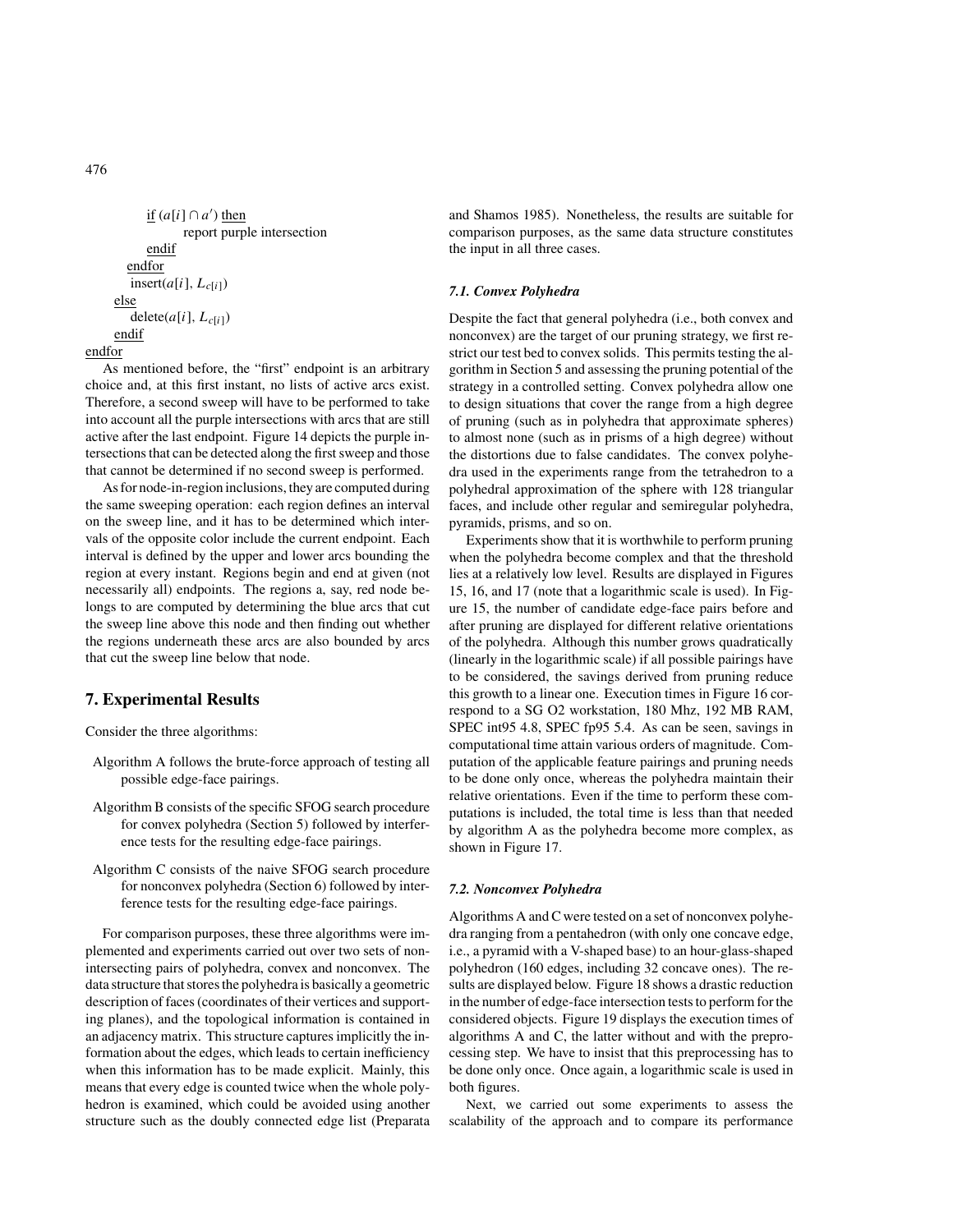```
            if (a[i] ∩ a′) then
                report purple intersection
            endif
        endfor
        insert(a[i], L_c[i])
    else
        delete(a[i], L_c[i])
    endif
endfor
```

As mentioned before, the "first" endpoint is an arbitrary choice and, at this first instant, no lists of active arcs exist. Therefore, a second sweep will have to be performed to take into account all the purple intersections with arcs that are still active after the last endpoint. Figure 14 depicts the purple intersections that can be detected along the first sweep and those that cannot be determined if no second sweep is performed.

As for node-in-region inclusions, they are computed during the same sweeping operation: each region defines an interval on the sweep line, and it has to be determined which intervals of the opposite color include the current endpoint. Each interval is defined by the upper and lower arcs bounding the region at every instant. Regions begin and end at given (not necessarily all) endpoints. The regions a, say, red node belongs to are computed by determining the blue arcs that cut the sweep line above this node and then finding out whether the regions underneath these arcs are also bounded by arcs that cut the sweep line below that node.

## 7. Experimental Results

Consider the three algorithms:

- Algorithm A follows the brute-force approach of testing all possible edge-face pairings.
- Algorithm B consists of the specific SFOG search procedure for convex polyhedra (Section 5) followed by interference tests for the resulting edge-face pairings.
- Algorithm C consists of the naive SFOG search procedure for nonconvex polyhedra (Section 6) followed by interference tests for the resulting edge-face pairings.

For comparison purposes, these three algorithms were implemented and experiments carried out over two sets of nonintersecting pairs of polyhedra, convex and nonconvex. The data structure that stores the polyhedra is basically a geometric description of faces (coordinates of their vertices and supporting planes), and the topological information is contained in an adjacency matrix. This structure captures implicitly the information about the edges, which leads to certain inefficiency when this information has to be made explicit. Mainly, this means that every edge is counted twice when the whole polyhedron is examined, which could be avoided using another structure such as the doubly connected edge list (Preparata and Shamos 1985). Nonetheless, the results are suitable for comparison purposes, as the same data structure constitutes the input in all three cases.

### *7.1. Convex Polyhedra*

Despite the fact that general polyhedra (i.e., both convex and nonconvex) are the target of our pruning strategy, we first restrict our test bed to convex solids. This permits testing the algorithm in Section 5 and assessing the pruning potential of the strategy in a controlled setting. Convex polyhedra allow one to design situations that cover the range from a high degree of pruning (such as in polyhedra that approximate spheres) to almost none (such as in prisms of a high degree) without the distortions due to false candidates. The convex polyhedra used in the experiments range from the tetrahedron to a polyhedral approximation of the sphere with 128 triangular faces, and include other regular and semiregular polyhedra, pyramids, prisms, and so on.

Experiments show that it is worthwhile to perform pruning when the polyhedra become complex and that the threshold lies at a relatively low level. Results are displayed in Figures 15, 16, and 17 (note that a logarithmic scale is used). In Figure 15, the number of candidate edge-face pairs before and after pruning are displayed for different relative orientations of the polyhedra. Although this number grows quadratically (linearly in the logarithmic scale) if all possible pairings have to be considered, the savings derived from pruning reduce this growth to a linear one. Execution times in Figure 16 correspond to a SG O2 workstation, 180 Mhz, 192 MB RAM, SPEC int95 4.8, SPEC fp95 5.4. As can be seen, savings in computational time attain various orders of magnitude. Computation of the applicable feature pairings and pruning needs to be done only once, whereas the polyhedra maintain their relative orientations. Even if the time to perform these computations is included, the total time is less than that needed by algorithm A as the polyhedra become more complex, as shown in Figure 17.

### *7.2. Nonconvex Polyhedra*

Algorithms A and C were tested on a set of nonconvex polyhedra ranging from a pentahedron (with only one concave edge, i.e., a pyramid with a V-shaped base) to an hour-glass-shaped polyhedron (160 edges, including 32 concave ones). The results are displayed below. Figure 18 shows a drastic reduction in the number of edge-face intersection tests to perform for the considered objects. Figure 19 displays the execution times of algorithms A and C, the latter without and with the preprocessing step. We have to insist that this preprocessing has to be done only once. Once again, a logarithmic scale is used in both figures.

Next, we carried out some experiments to assess the scalability of the approach and to compare its performance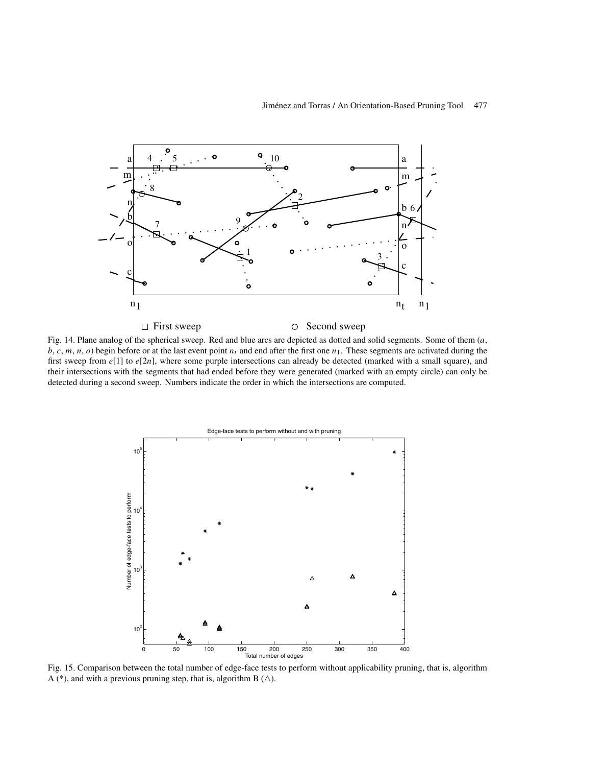Fig. 14. Plane analog of the spherical sweep. Red and blue arcs are depicted as dotted and solid segments. Some of them ($a$, $b$, $c$, $m$, $n$, $o$) begin before or at the last event point $n_t$ and end after the first one $n_1$. These segments are activated during the first sweep from $e[1]$ to $e[2n]$, where some purple intersections can already be detected (marked with a small square), and their intersections with the segments that had ended before they were generated (marked with an empty circle) can only be detected during a second sweep. Numbers indicate the order in which the intersections are computed.

Fig. 15. Comparison between the total number of edge-face tests to perform without applicability pruning, that is, algorithm A (*), and with a previous pruning step, that is, algorithm B (△).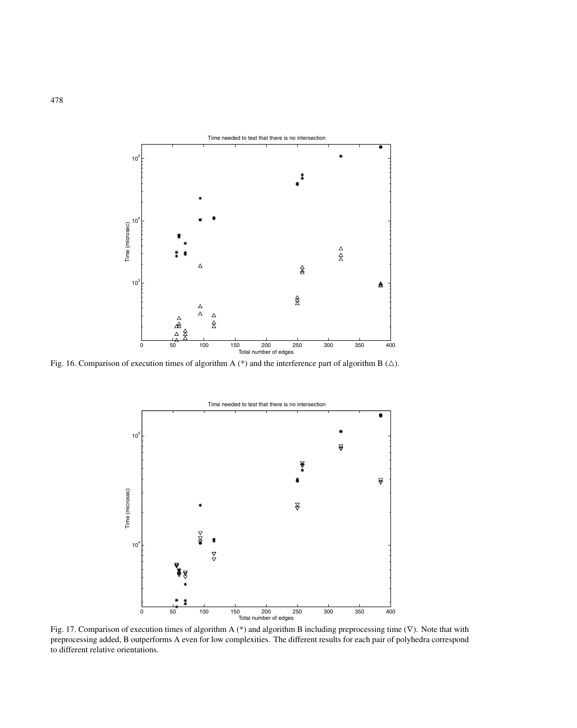Fig. 16. Comparison of execution times of algorithm A (*) and the interference part of algorithm B ($\triangle$).

Fig. 17. Comparison of execution times of algorithm A (*) and algorithm B including preprocessing time ($\nabla$). Note that with preprocessing added, B outperforms A even for low complexities. The different results for each pair of polyhedra correspond to different relative orientations.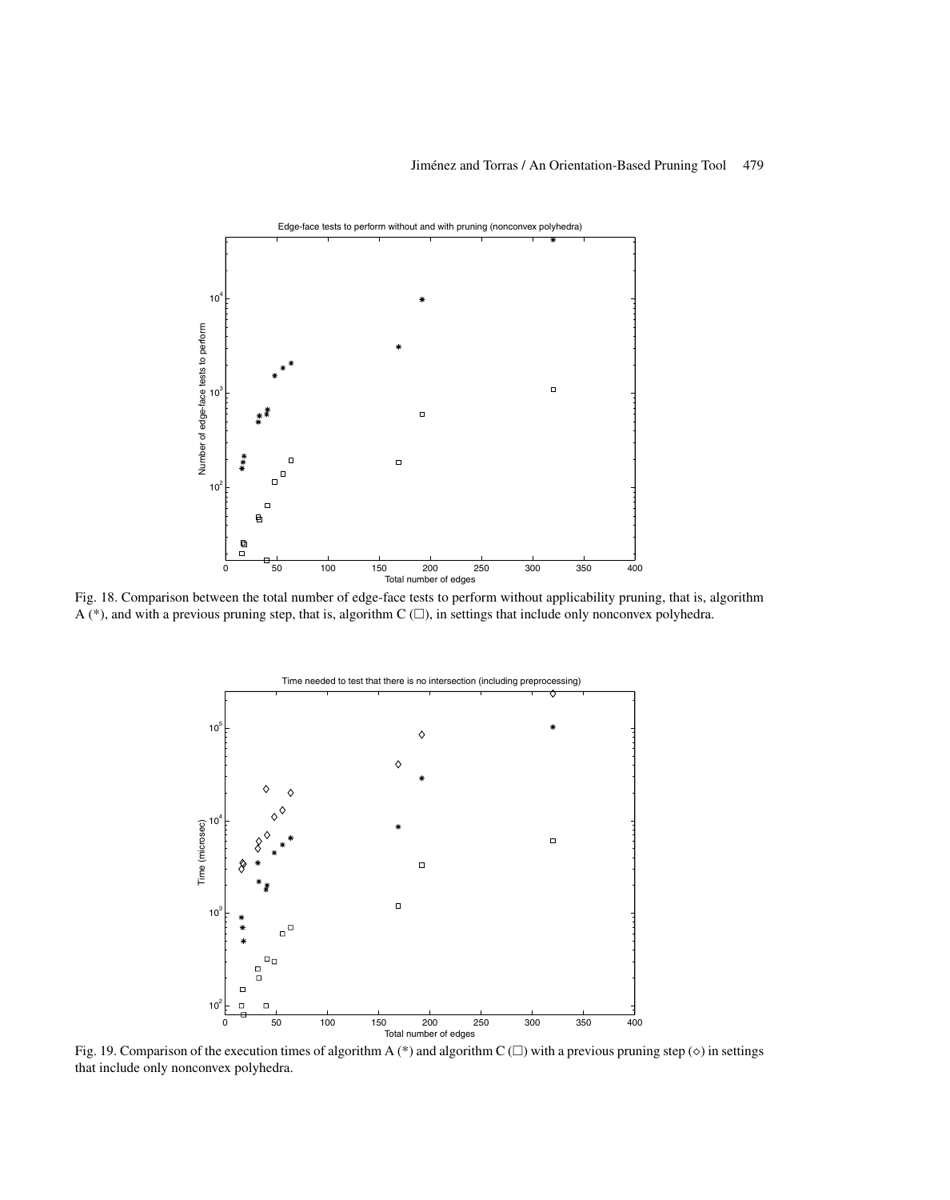Fig. 18. Comparison between the total number of edge-face tests to perform without applicability pruning, that is, algorithm A (*), and with a previous pruning step, that is, algorithm C (□), in settings that include only nonconvex polyhedra.

Fig. 19. Comparison of the execution times of algorithm A (*) and algorithm C (□) with a previous pruning step (◇) in settings that include only nonconvex polyhedra.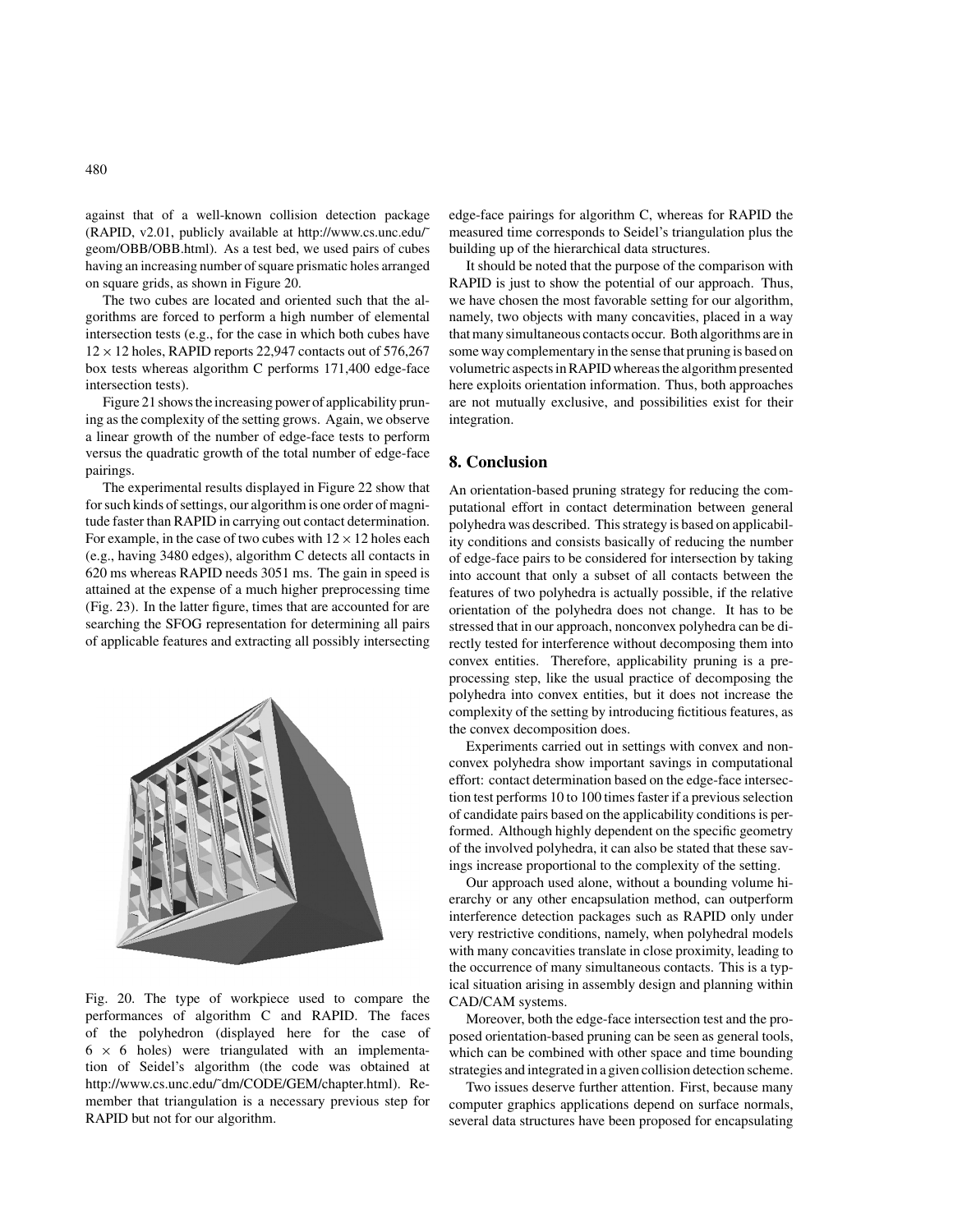against that of a well-known collision detection package (RAPID, v2.01, publicly available at http://www.cs.unc.edu/~geom/OBB/OBB.html). As a test bed, we used pairs of cubes having an increasing number of square prismatic holes arranged on square grids, as shown in Figure 20.

The two cubes are located and oriented such that the algorithms are forced to perform a high number of elemental intersection tests (e.g., for the case in which both cubes have $12 \times 12$ holes, RAPID reports 22,947 contacts out of 576,267 box tests whereas algorithm C performs 171,400 edge-face intersection tests).

Figure 21 shows the increasing power of applicability pruning as the complexity of the setting grows. Again, we observe a linear growth of the number of edge-face tests to perform versus the quadratic growth of the total number of edge-face pairings.

The experimental results displayed in Figure 22 show that for such kinds of settings, our algorithm is one order of magnitude faster than RAPID in carrying out contact determination. For example, in the case of two cubes with $12 \times 12$ holes each (e.g., having 3480 edges), algorithm C detects all contacts in 620 ms whereas RAPID needs 3051 ms. The gain in speed is attained at the expense of a much higher preprocessing time (Fig. 23). In the latter figure, times that are accounted for are searching the SFOG representation for determining all pairs of applicable features and extracting all possibly intersecting edge-face pairings for algorithm C, whereas for RAPID the measured time corresponds to Seidel's triangulation plus the building up of the hierarchical data structures.

Fig. 20. The type of workpiece used to compare the performances of algorithm C and RAPID. The faces of the polyhedron (displayed here for the case of $6 \times 6$ holes) were triangulated with an implementation of Seidel's algorithm (the code was obtained at http://www.cs.unc.edu/~dm/CODE/GEM/chapter.html). Remember that triangulation is a necessary previous step for RAPID but not for our algorithm.

It should be noted that the purpose of the comparison with RAPID is just to show the potential of our approach. Thus, we have chosen the most favorable setting for our algorithm, namely, two objects with many concavities, placed in a way that many simultaneous contacts occur. Both algorithms are in some way complementary in the sense that pruning is based on volumetric aspects in RAPID whereas the algorithm presented here exploits orientation information. Thus, both approaches are not mutually exclusive, and possibilities exist for their integration.

## 8. Conclusion

An orientation-based pruning strategy for reducing the computational effort in contact determination between general polyhedra was described. This strategy is based on applicability conditions and consists basically of reducing the number of edge-face pairs to be considered for intersection by taking into account that only a subset of all contacts between the features of two polyhedra is actually possible, if the relative orientation of the polyhedra does not change. It has to be stressed that in our approach, nonconvex polyhedra can be directly tested for interference without decomposing them into convex entities. Therefore, applicability pruning is a preprocessing step, like the usual practice of decomposing the polyhedra into convex entities, but it does not increase the complexity of the setting by introducing fictitious features, as the convex decomposition does.

Experiments carried out in settings with convex and nonconvex polyhedra show important savings in computational effort: contact determination based on the edge-face intersection test performs 10 to 100 times faster if a previous selection of candidate pairs based on the applicability conditions is performed. Although highly dependent on the specific geometry of the involved polyhedra, it can also be stated that these savings increase proportional to the complexity of the setting.

Our approach used alone, without a bounding volume hierarchy or any other encapsulation method, can outperform interference detection packages such as RAPID only under very restrictive conditions, namely, when polyhedral models with many concavities translate in close proximity, leading to the occurrence of many simultaneous contacts. This is a typical situation arising in assembly design and planning within CAD/CAM systems.

Moreover, both the edge-face intersection test and the proposed orientation-based pruning can be seen as general tools, which can be combined with other space and time bounding strategies and integrated in a given collision detection scheme.

Two issues deserve further attention. First, because many computer graphics applications depend on surface normals, several data structures have been proposed for encapsulating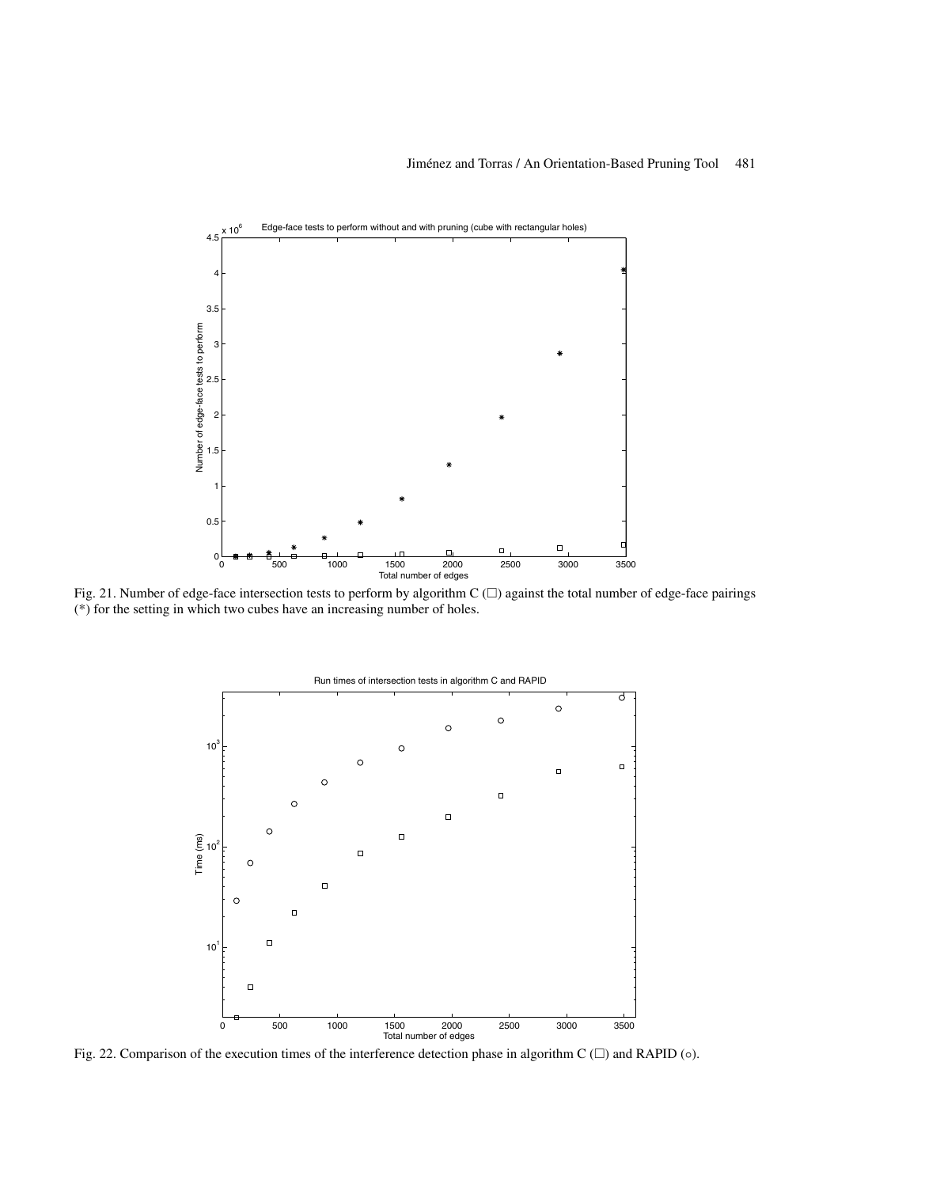Fig. 21. Number of edge-face intersection tests to perform by algorithm C (□) against the total number of edge-face pairings (*) for the setting in which two cubes have an increasing number of holes.

Fig. 22. Comparison of the execution times of the interference detection phase in algorithm C (□) and RAPID (○).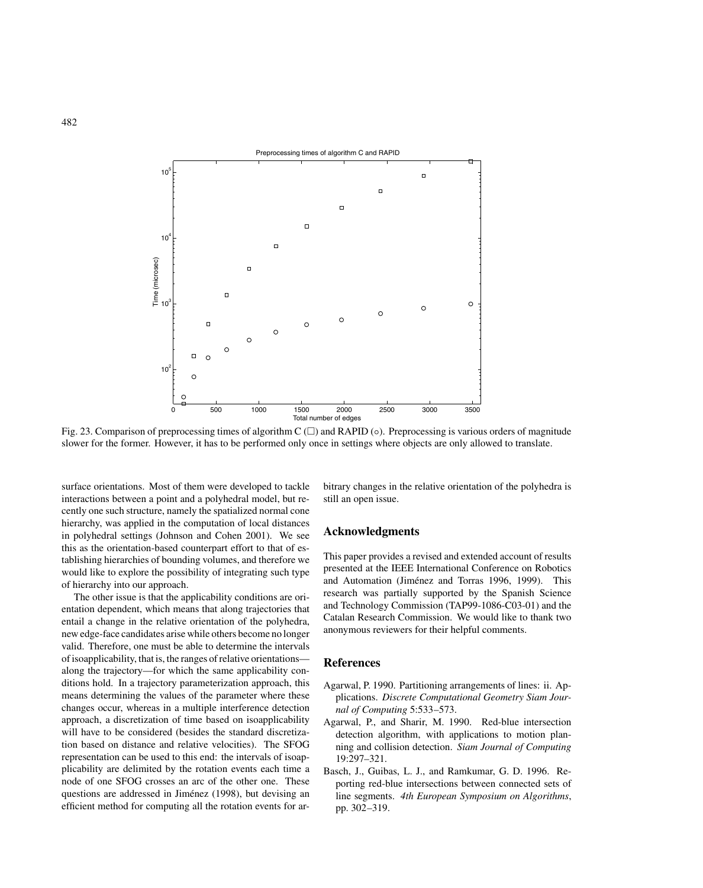Preprocessing times of algorithm C and RAPID

Time (microsec)

Total number of edges

$10^5$

$10^4$

$10^3$

$10^2$

0 500 1000 1500 2000 2500 3000 3500

Fig. 23. Comparison of preprocessing times of algorithm C (□) and RAPID (○). Preprocessing is various orders of magnitude slower for the former. However, it has to be performed only once in settings where objects are only allowed to translate.

surface orientations. Most of them were developed to tackle interactions between a point and a polyhedral model, but recently one such structure, namely the spatialized normal cone hierarchy, was applied in the computation of local distances in polyhedral settings (Johnson and Cohen 2001). We see this as the orientation-based counterpart effort to that of establishing hierarchies of bounding volumes, and therefore we would like to explore the possibility of integrating such type of hierarchy into our approach.

The other issue is that the applicability conditions are orientation dependent, which means that along trajectories that entail a change in the relative orientation of the polyhedra, new edge-face candidates arise while others become no longer valid. Therefore, one must be able to determine the intervals of isoapplicability, that is, the ranges of relative orientations—along the trajectory—for which the same applicability conditions hold. In a trajectory parameterization approach, this means determining the values of the parameter where these changes occur, whereas in a multiple interference detection approach, a discretization of time based on isoapplicability will have to be considered (besides the standard discretization based on distance and relative velocities). The SFOG representation can be used to this end: the intervals of isoapplicability are delimited by the rotation events each time a node of one SFOG crosses an arc of the other one. These questions are addressed in Jiménez (1998), but devising an efficient method for computing all the rotation events for arbitrary changes in the relative orientation of the polyhedra is still an open issue.

## Acknowledgments

This paper provides a revised and extended account of results presented at the IEEE International Conference on Robotics and Automation (Jiménez and Torras 1996, 1999). This research was partially supported by the Spanish Science and Technology Commission (TAP99-1086-C03-01) and the Catalan Research Commission. We would like to thank two anonymous reviewers for their helpful comments.

## References

Agarwal, P. 1990. Partitioning arrangements of lines: ii. Applications. *Discrete Computational Geometry Siam Journal of Computing* 5:533–573.

Agarwal, P., and Sharir, M. 1990. Red-blue intersection detection algorithm, with applications to motion planning and collision detection. *Siam Journal of Computing* 19:297–321.

Basch, J., Guibas, L. J., and Ramkumar, G. D. 1996. Reporting red-blue intersections between connected sets of line segments. *4th European Symposium on Algorithms*, pp. 302–319.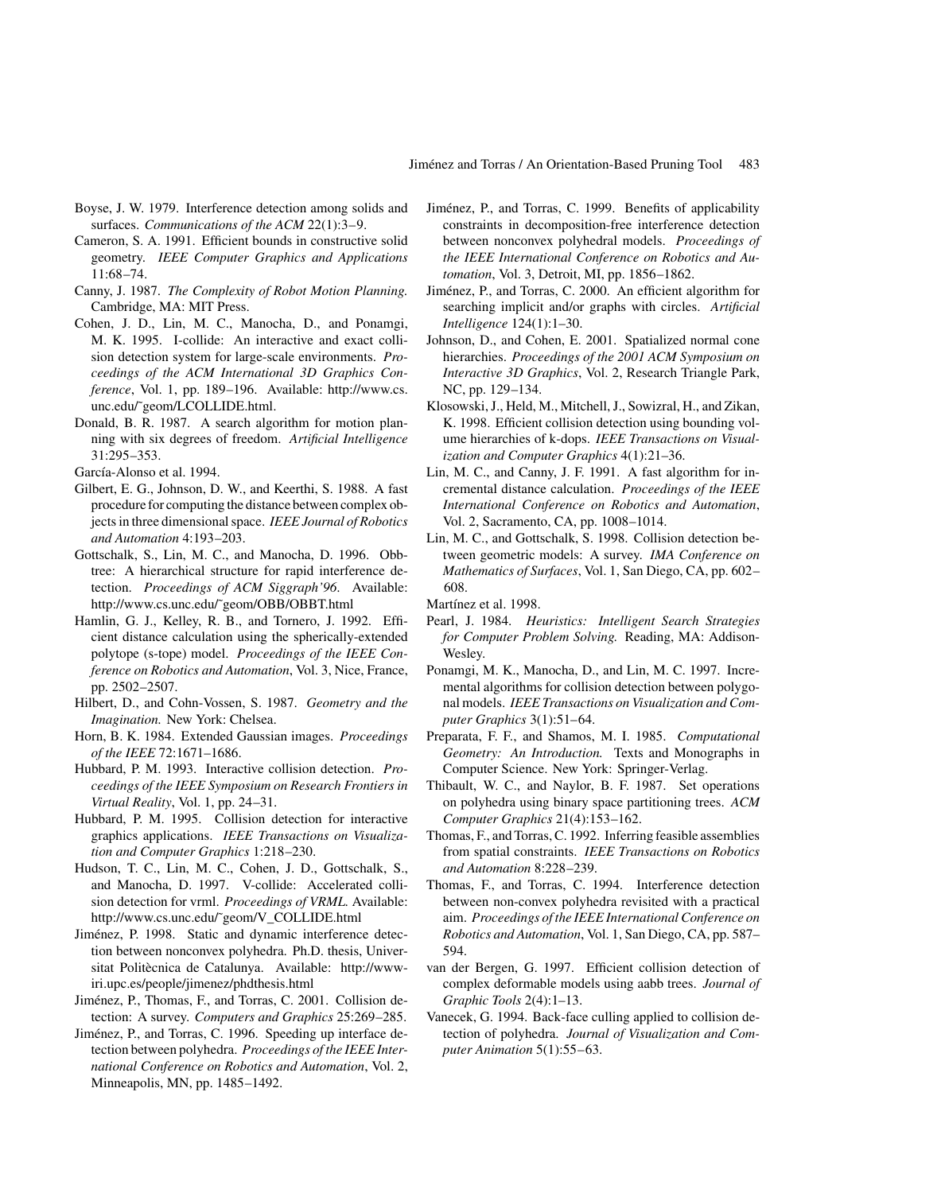Boyse, J. W. 1979. Interference detection among solids and surfaces. *Communications of the ACM* 22(1):3–9.

Cameron, S. A. 1991. Efficient bounds in constructive solid geometry. *IEEE Computer Graphics and Applications* 11:68–74.

Canny, J. 1987. *The Complexity of Robot Motion Planning.* Cambridge, MA: MIT Press.

Cohen, J. D., Lin, M. C., Manocha, D., and Ponamgi, M. K. 1995. I-collide: An interactive and exact collision detection system for large-scale environments. *Proceedings of the ACM International 3D Graphics Conference*, Vol. 1, pp. 189–196. Available: http://www.cs.unc.edu/~geom/LCOLLIDE.html.

Donald, B. R. 1987. A search algorithm for motion planning with six degrees of freedom. *Artificial Intelligence* 31:295–353.

García-Alonso et al. 1994.

Gilbert, E. G., Johnson, D. W., and Keerthi, S. 1988. A fast procedure for computing the distance between complex objects in three dimensional space. *IEEE Journal of Robotics and Automation* 4:193–203.

Gottschalk, S., Lin, M. C., and Manocha, D. 1996. Obbtree: A hierarchical structure for rapid interference detection. *Proceedings of ACM Siggraph'96*. Available: http://www.cs.unc.edu/~geom/OBB/OBBT.html

Hamlin, G. J., Kelley, R. B., and Tornero, J. 1992. Efficient distance calculation using the spherically-extended polytope (s-tope) model. *Proceedings of the IEEE Conference on Robotics and Automation*, Vol. 3, Nice, France, pp. 2502–2507.

Hilbert, D., and Cohn-Vossen, S. 1987. *Geometry and the Imagination.* New York: Chelsea.

Horn, B. K. 1984. Extended Gaussian images. *Proceedings of the IEEE* 72:1671–1686.

Hubbard, P. M. 1993. Interactive collision detection. *Proceedings of the IEEE Symposium on Research Frontiers in Virtual Reality*, Vol. 1, pp. 24–31.

Hubbard, P. M. 1995. Collision detection for interactive graphics applications. *IEEE Transactions on Visualization and Computer Graphics* 1:218–230.

Hudson, T. C., Lin, M. C., Cohen, J. D., Gottschalk, S., and Manocha, D. 1997. V-collide: Accelerated collision detection for vrml. *Proceedings of VRML.* Available: http://www.cs.unc.edu/~geom/V_COLLIDE.html

Jiménez, P. 1998. Static and dynamic interference detection between nonconvex polyhedra. Ph.D. thesis, Universitat Politècnica de Catalunya. Available: http://www-iri.upc.es/people/jimenez/phdthesis.html

Jiménez, P., Thomas, F., and Torras, C. 2001. Collision detection: A survey. *Computers and Graphics* 25:269–285.

Jiménez, P., and Torras, C. 1996. Speeding up interface detection between polyhedra. *Proceedings of the IEEE International Conference on Robotics and Automation*, Vol. 2, Minneapolis, MN, pp. 1485–1492.

Jiménez, P., and Torras, C. 1999. Benefits of applicability constraints in decomposition-free interference detection between nonconvex polyhedral models. *Proceedings of the IEEE International Conference on Robotics and Automation*, Vol. 3, Detroit, MI, pp. 1856–1862.

Jiménez, P., and Torras, C. 2000. An efficient algorithm for searching implicit and/or graphs with circles. *Artificial Intelligence* 124(1):1–30.

Johnson, D., and Cohen, E. 2001. Spatialized normal cone hierarchies. *Proceedings of the 2001 ACM Symposium on Interactive 3D Graphics*, Vol. 2, Research Triangle Park, NC, pp. 129–134.

Klosowski, J., Held, M., Mitchell, J., Sowizral, H., and Zikan, K. 1998. Efficient collision detection using bounding volume hierarchies of k-dops. *IEEE Transactions on Visualization and Computer Graphics* 4(1):21–36.

Lin, M. C., and Canny, J. F. 1991. A fast algorithm for incremental distance calculation. *Proceedings of the IEEE International Conference on Robotics and Automation*, Vol. 2, Sacramento, CA, pp. 1008–1014.

Lin, M. C., and Gottschalk, S. 1998. Collision detection between geometric models: A survey. *IMA Conference on Mathematics of Surfaces*, Vol. 1, San Diego, CA, pp. 602–608.

Martínez et al. 1998.

Pearl, J. 1984. *Heuristics: Intelligent Search Strategies for Computer Problem Solving.* Reading, MA: Addison-Wesley.

Ponamgi, M. K., Manocha, D., and Lin, M. C. 1997. Incremental algorithms for collision detection between polygonal models. *IEEE Transactions on Visualization and Computer Graphics* 3(1):51–64.

Preparata, F. F., and Shamos, M. I. 1985. *Computational Geometry: An Introduction.* Texts and Monographs in Computer Science. New York: Springer-Verlag.

Thibault, W. C., and Naylor, B. F. 1987. Set operations on polyhedra using binary space partitioning trees. *ACM Computer Graphics* 21(4):153–162.

Thomas, F., and Torras, C. 1992. Inferring feasible assemblies from spatial constraints. *IEEE Transactions on Robotics and Automation* 8:228–239.

Thomas, F., and Torras, C. 1994. Interference detection between non-convex polyhedra revisited with a practical aim. *Proceedings of the IEEE International Conference on Robotics and Automation*, Vol. 1, San Diego, CA, pp. 587–594.

van der Bergen, G. 1997. Efficient collision detection of complex deformable models using aabb trees. *Journal of Graphic Tools* 2(4):1–13.

Vanecek, G. 1994. Back-face culling applied to collision detection of polyhedra. *Journal of Visualization and Computer Animation* 5(1):55–63.